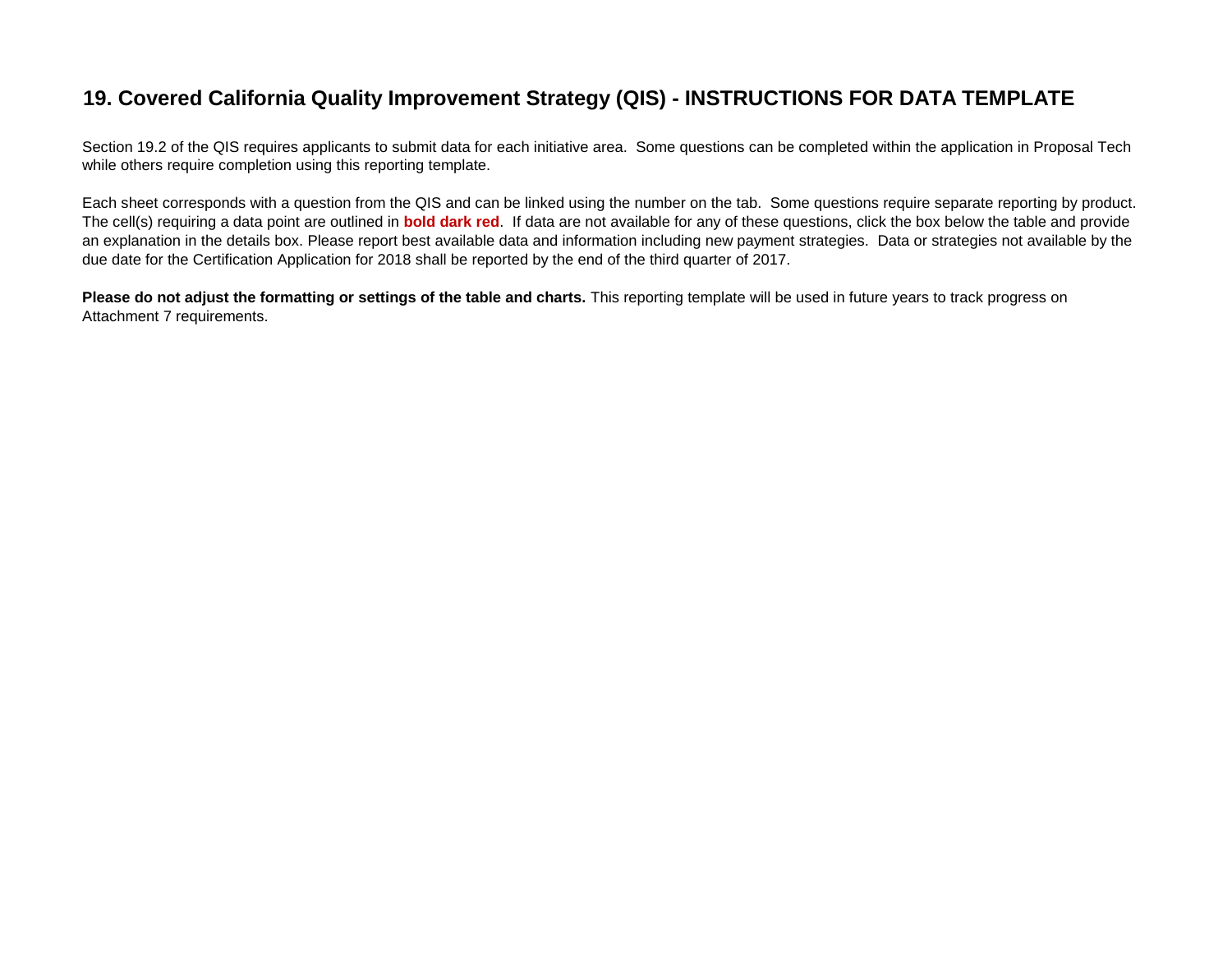# 19. Covered California Quality Improvement Strategy (QIS) - INSTRUCTIONS FOR DATA TEMPLATE

Section 19.2 of the QIS requires applicants to submit data for each initiative area. Some questions can be completed within the application in Proposal Tech while others require completion using this reporting template.

Each sheet corresponds with a question from the QIS and can be linked using the number on the tab. Some questions require separate reporting by product. The cell(s) requiring a data point are outlined in **bold dark red**. If data are not available for any of these questions, click the box below the table and provide an explanation in the details box. Please report best available data and information including new payment strategies. Data or strategies not available by the due date for the Certification Application for 2018 shall be reported by the end of the third quarter of 2017.

**Please do not adjust the formatting or settings of the table and charts.** This reporting template will be used in future years to track progress on Attachment 7 requirements.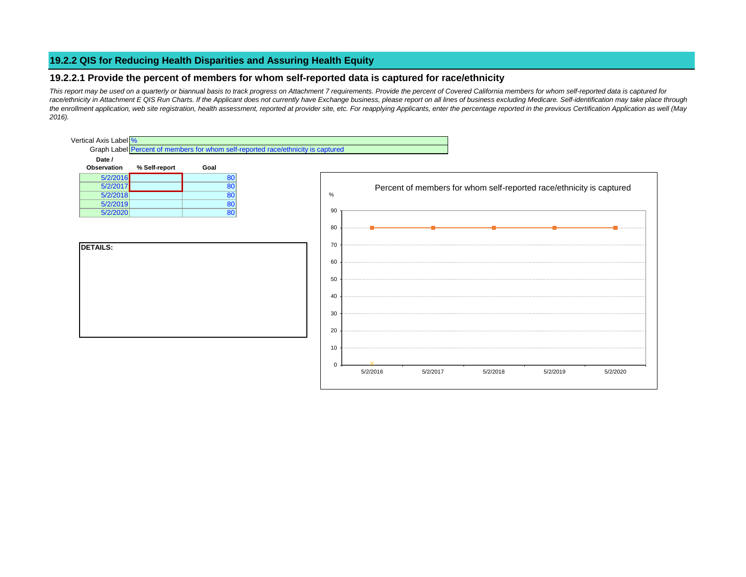## 19.2.2 QIS for Reducing Health Disparities and Assuring Health Equity

### 19.2.2.1 Provide the percent of members for whom self-reported data is captured for race/ethnicity

*This report may be used on a quarterly or biannual basis to track progress on Attachment 7 requirements. Provide the percent of Covered California members for whom self-reported data is captured for race/ethnicity in Attachment E QIS Run Charts. If the Applicant does not currently have Exchange business, please report on all lines of business excluding Medicare. Self-identification may take place through the enrollment application, web site registration, health assessment, reported at provider site, etc. For reapplying Applicants, enter the percentage reported in the previous Certification Application as well (May 2016).*

Vertical Axis Label: %

Graph Label: Percent of members for whom self-reported race/ethnicity is captured

| Date / Observation | % Self-report | Goal |
|---|---|---|
| 5/2/2016 | | 80 |
| 5/2/2017 | | 80 |
| 5/2/2018 | | 80 |
| 5/2/2019 | | 80 |
| 5/2/2020 | | 80 |

**DETAILS:**

Percent of members for whom self-reported race/ethnicity is captured

%

90
80
70
60
50
40
30
20
10
0

5/2/2016 5/2/2017 5/2/2018 5/2/2019 5/2/2020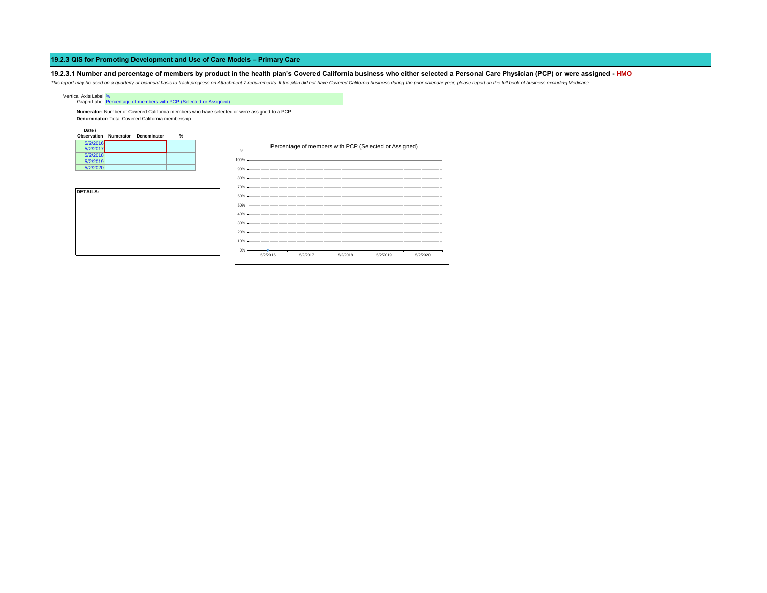## 19.2.3 QIS for Promoting Development and Use of Care Models – Primary Care

### 19.2.3.1 Number and percentage of members by product in the health plan's Covered California business who either selected a Personal Care Physician (PCP) or were assigned - HMO

*This report may be used on a quarterly or biannual basis to track progress on Attachment 7 requirements. If the plan did not have Covered California business during the prior calendar year, please report on the full book of business excluding Medicare.*

| | |
|---|---|
| Vertical Axis Label | % |
| Graph Label | Percentage of members with PCP (Selected or Assigned) |

**Numerator:** Number of Covered California members who have selected or were assigned to a PCP
**Denominator:** Total Covered California membership

| Date / Observation | Numerator | Denominator | % |
|---|---|---|---|
| 5/2/2016 | | | |
| 5/2/2017 | | | |
| 5/2/2018 | | | |
| 5/2/2019 | | | |
| 5/2/2020 | | | |

**DETAILS:**

Percentage of members with PCP (Selected or Assigned)

%

100%
90%
80%
70%
60%
50%
40%
30%
20%
10%
0%

5/2/2016 5/2/2017 5/2/2018 5/2/2019 5/2/2020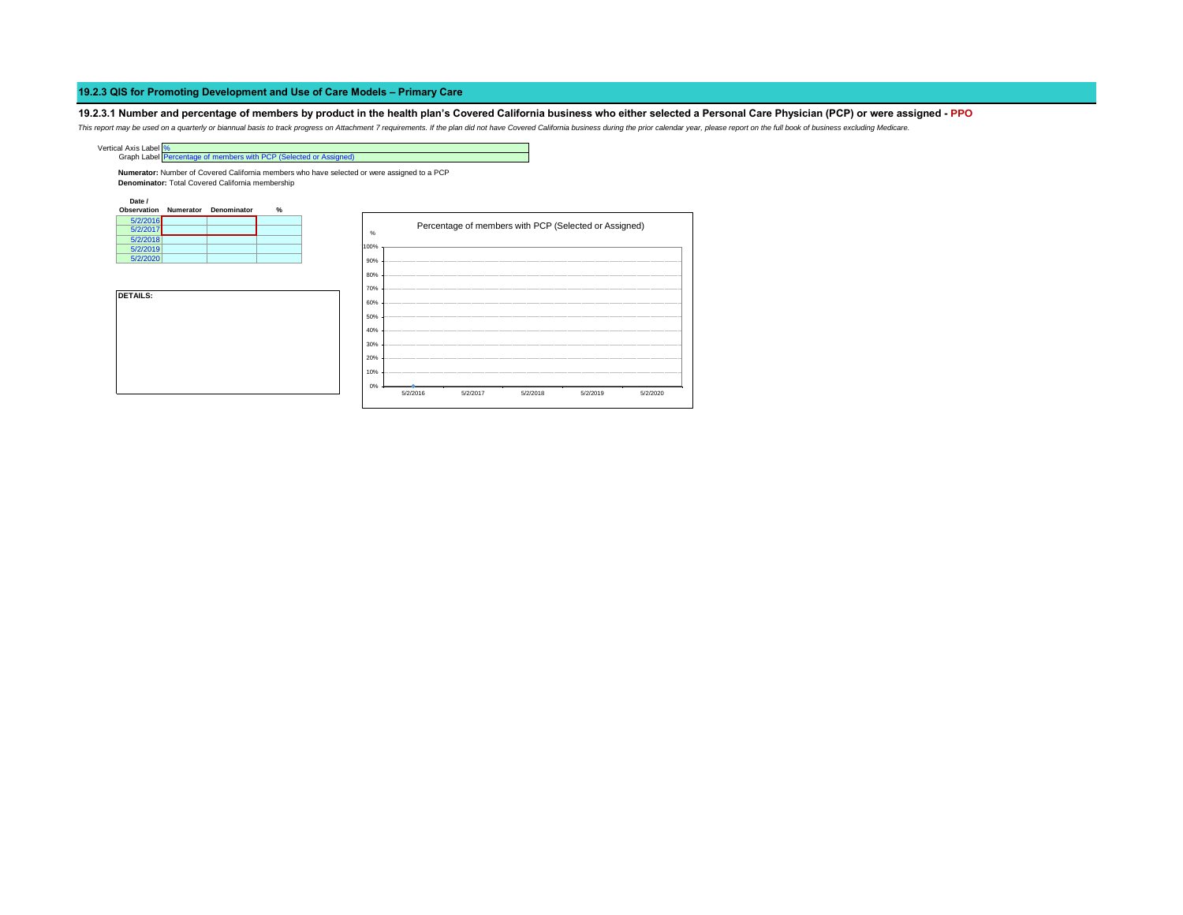## 19.2.3 QIS for Promoting Development and Use of Care Models – Primary Care

### 19.2.3.1 Number and percentage of members by product in the health plan's Covered California business who either selected a Personal Care Physician (PCP) or were assigned - PPO

*This report may be used on a quarterly or biannual basis to track progress on Attachment 7 requirements. If the plan did not have Covered California business during the prior calendar year, please report on the full book of business excluding Medicare.*

| | |
|---|---|
| Vertical Axis Label | % |
| Graph Label | Percentage of members with PCP (Selected or Assigned) |

**Numerator:** Number of Covered California members who have selected or were assigned to a PCP
**Denominator:** Total Covered California membership

| Date / Observation | Numerator | Denominator | % |
|---|---|---|---|
| 5/2/2016 | | | |
| 5/2/2017 | | | |
| 5/2/2018 | | | |
| 5/2/2019 | | | |
| 5/2/2020 | | | |

**DETAILS:**

Percentage of members with PCP (Selected or Assigned)

%

100%
90%
80%
70%
60%
50%
40%
30%
20%
10%
0%

5/2/2016 5/2/2017 5/2/2018 5/2/2019 5/2/2020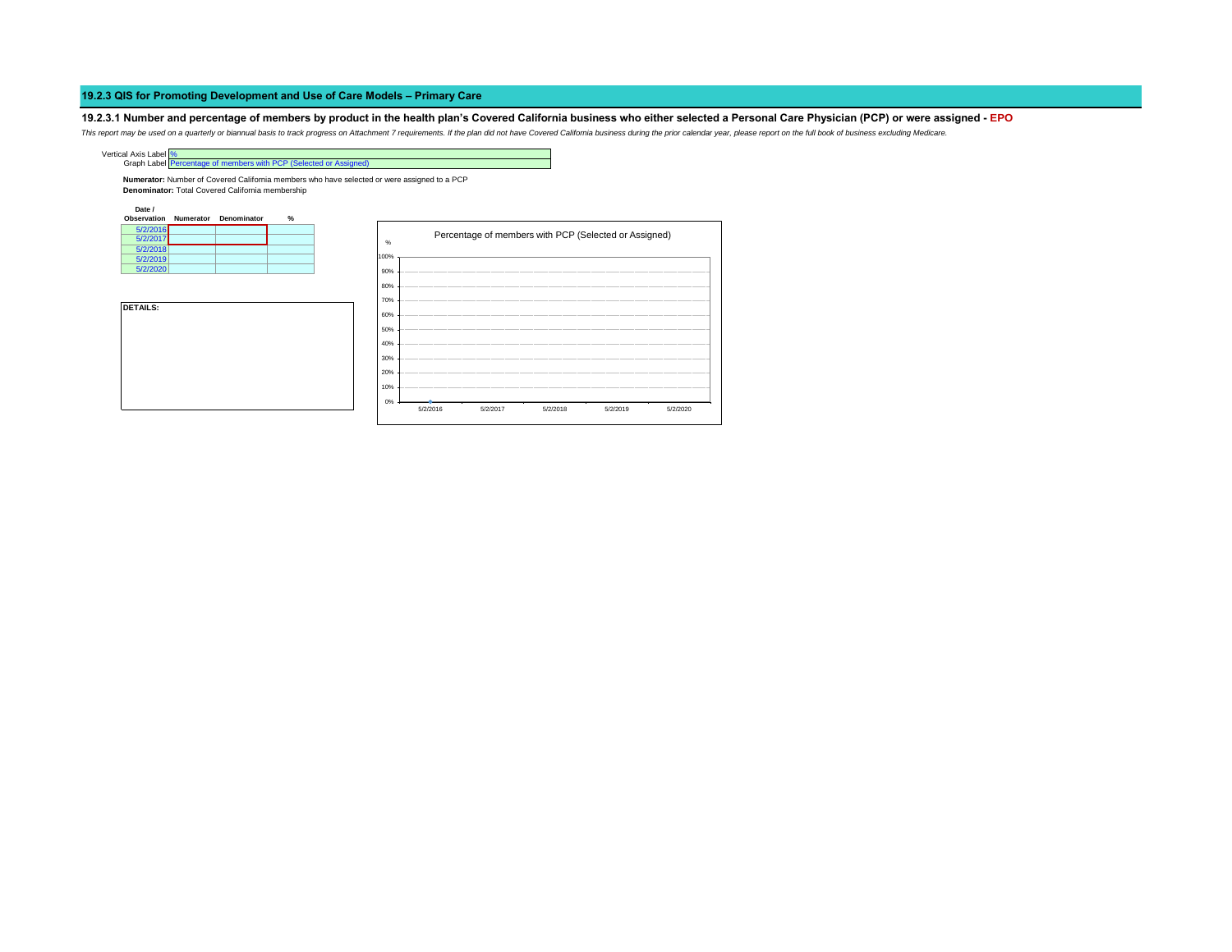## 19.2.3 QIS for Promoting Development and Use of Care Models – Primary Care

### 19.2.3.1 Number and percentage of members by product in the health plan's Covered California business who either selected a Personal Care Physician (PCP) or were assigned - EPO

*This report may be used on a quarterly or biannual basis to track progress on Attachment 7 requirements. If the plan did not have Covered California business during the prior calendar year, please report on the full book of business excluding Medicare.*

Vertical Axis Label: %
Graph Label: Percentage of members with PCP (Selected or Assigned)

**Numerator:** Number of Covered California members who have selected or were assigned to a PCP
**Denominator:** Total Covered California membership

| Date / Observation | Numerator | Denominator | % |
|---|---|---|---|
| 5/2/2016 | | | |
| 5/2/2017 | | | |
| 5/2/2018 | | | |
| 5/2/2019 | | | |
| 5/2/2020 | | | |

**DETAILS:**

Percentage of members with PCP (Selected or Assigned)

%

100%
90%
80%
70%
60%
50%
40%
30%
20%
10%
0%

5/2/2016 5/2/2017 5/2/2018 5/2/2019 5/2/2020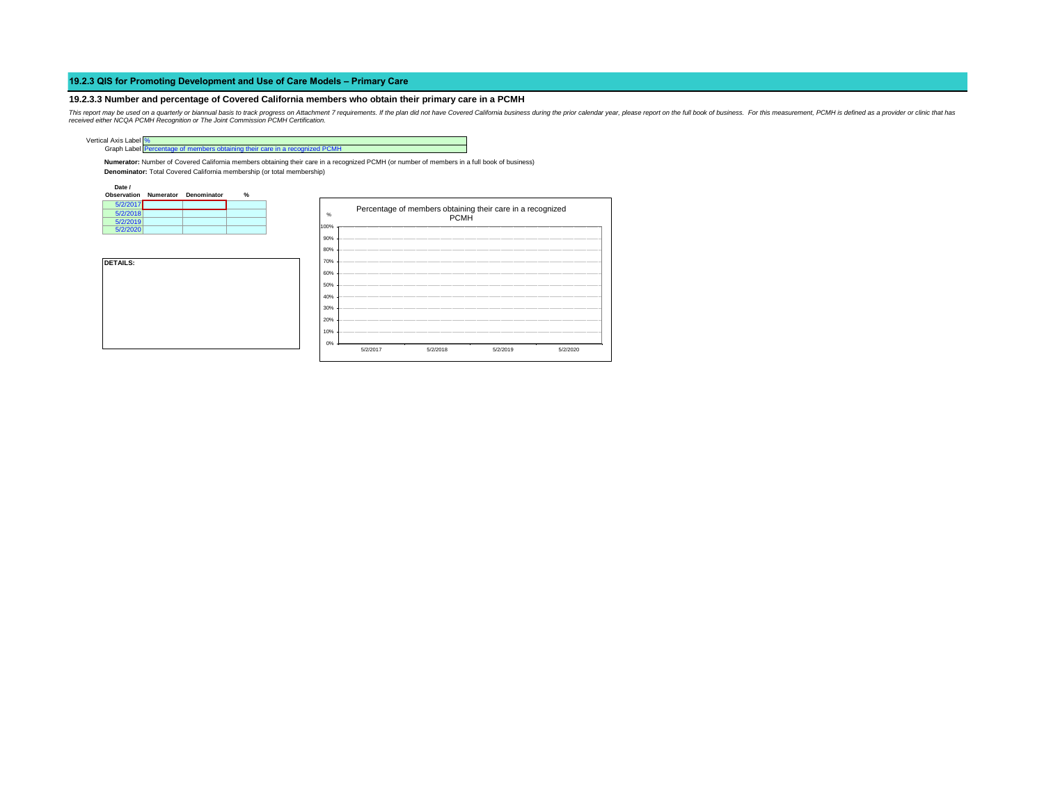## 19.2.3 QIS for Promoting Development and Use of Care Models – Primary Care

### 19.2.3.3 Number and percentage of Covered California members who obtain their primary care in a PCMH

*This report may be used on a quarterly or biannual basis to track progress on Attachment 7 requirements. If the plan did not have Covered California business during the prior calendar year, please report on the full book of business. For this measurement, PCMH is defined as a provider or clinic that has received either NCQA PCMH Recognition or The Joint Commission PCMH Certification.*

Vertical Axis Label: %

Graph Label: Percentage of members obtaining their care in a recognized PCMH

**Numerator:** Number of Covered California members obtaining their care in a recognized PCMH (or number of members in a full book of business)

**Denominator:** Total Covered California membership (or total membership)

| Date / Observation | Numerator | Denominator | % |
|---|---|---|---|
| 5/2/2017 | | | |
| 5/2/2018 | | | |
| 5/2/2019 | | | |
| 5/2/2020 | | | |

**DETAILS:**

Percentage of members obtaining their care in a recognized PCMH

%

100%
90%
80%
70%
60%
50%
40%
30%
20%
10%
0%

5/2/2017 5/2/2018 5/2/2019 5/2/2020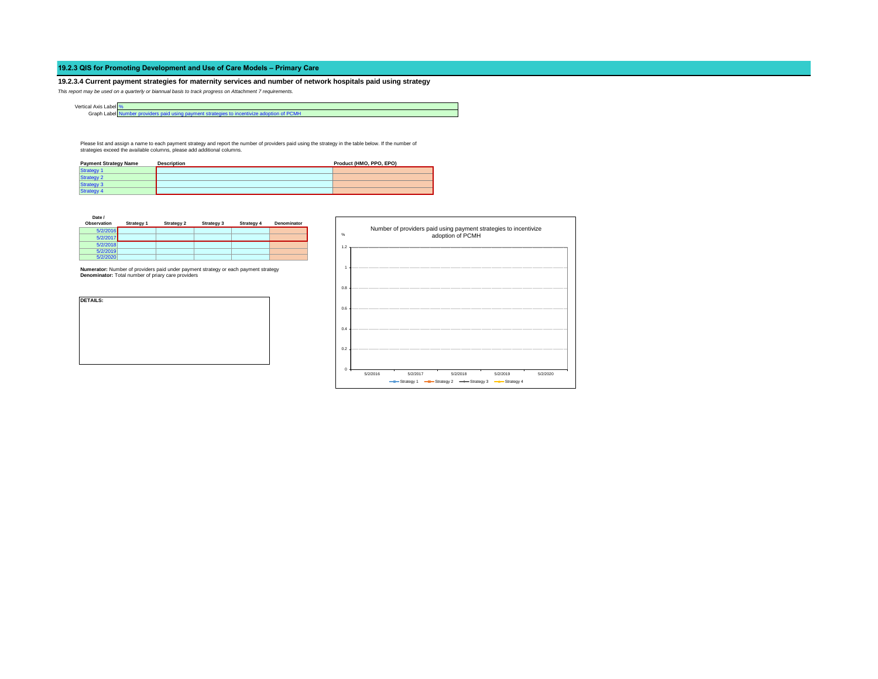## 19.2.3 QIS for Promoting Development and Use of Care Models – Primary Care

### 19.2.3.4 Current payment strategies for maternity services and number of network hospitals paid using strategy

*This report may be used on a quarterly or biannual basis to track progress on Attachment 7 requirements.*

Vertical Axis Label: %

Graph Label: Number providers paid using payment strategies to incentivize adoption of PCMH

Please list and assign a name to each payment strategy and report the number of providers paid using the strategy in the table below. If the number of strategies exceed the available columns, please add additional columns.

| Payment Strategy Name | Description | Product (HMO, PPO, EPO) |
|---|---|---|
| Strategy 1 | | |
| Strategy 2 | | |
| Strategy 3 | | |
| Strategy 4 | | |

| Date / Observation | Strategy 1 | Strategy 2 | Strategy 3 | Strategy 4 | Denominator |
|---|---|---|---|---|---|
| 5/2/2016 | | | | | |
| 5/2/2017 | | | | | |
| 5/2/2018 | | | | | |
| 5/2/2019 | | | | | |
| 5/2/2020 | | | | | |

**Numerator:** Number of providers paid under payment strategy or each payment strategy
**Denominator:** Total number of priary care providers

| DETAILS: |
|---|
| |

Number of providers paid using payment strategies to incentivize adoption of PCMH

%

1.2
1
0.8
0.6
0.4
0.2
0

5/2/2016 5/2/2017 5/2/2018 5/2/2019 5/2/2020

Strategy 1 Strategy 2 Strategy 3 Strategy 4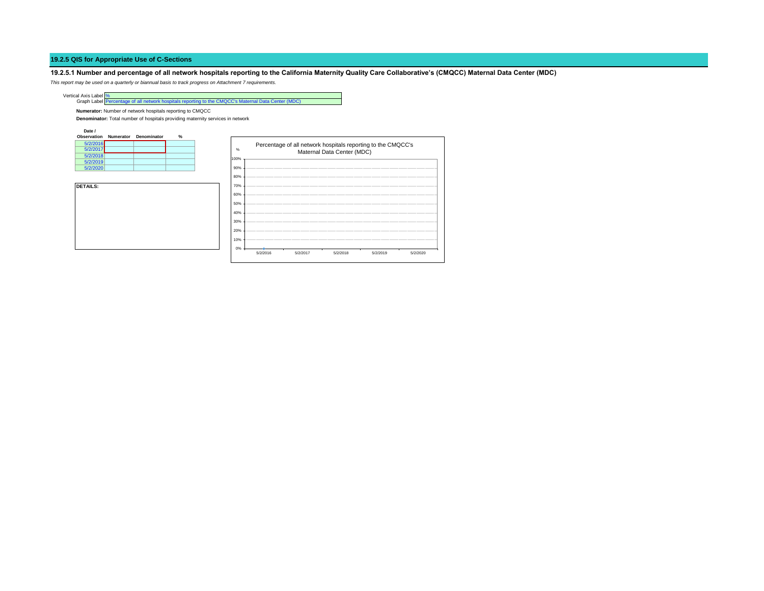## 19.2.5 QIS for Appropriate Use of C-Sections

### 19.2.5.1 Number and percentage of all network hospitals reporting to the California Maternity Quality Care Collaborative's (CMQCC) Maternal Data Center (MDC)

*This report may be used on a quarterly or biannual basis to track progress on Attachment 7 requirements.*

Vertical Axis Label: %
Graph Label: Percentage of all network hospitals reporting to the CMQCC's Maternal Data Center (MDC)

**Numerator:** Number of network hospitals reporting to CMQCC

**Denominator:** Total number of hospitals providing maternity services in network

| Date / Observation | Numerator | Denominator | % |
|---|---|---|---|
| 5/2/2016 | | | |
| 5/2/2017 | | | |
| 5/2/2018 | | | |
| 5/2/2019 | | | |
| 5/2/2020 | | | |

**DETAILS:**

Percentage of all network hospitals reporting to the CMQCC's Maternal Data Center (MDC)

%

100%
90%
80%
70%
60%
50%
40%
30%
20%
10%
0%

5/2/2016 5/2/2017 5/2/2018 5/2/2019 5/2/2020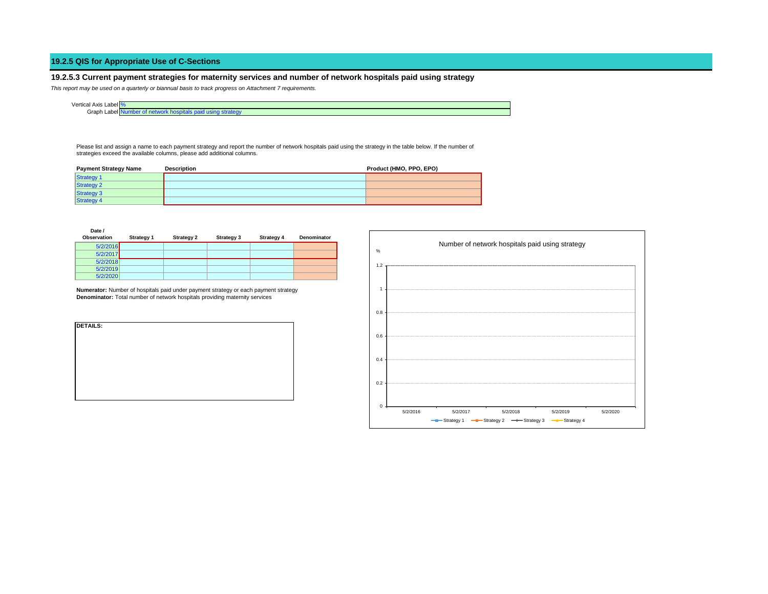## 19.2.5 QIS for Appropriate Use of C-Sections

### 19.2.5.3 Current payment strategies for maternity services and number of network hospitals paid using strategy

*This report may be used on a quarterly or biannual basis to track progress on Attachment 7 requirements.*

Vertical Axis Label: %

Graph Label: Number of network hospitals paid using strategy

Please list and assign a name to each payment strategy and report the number of network hospitals paid using the strategy in the table below. If the number of strategies exceed the available columns, please add additional columns.

| Payment Strategy Name | Description | Product (HMO, PPO, EPO) |
|---|---|---|
| Strategy 1 | | |
| Strategy 2 | | |
| Strategy 3 | | |
| Strategy 4 | | |

| Date / Observation | Strategy 1 | Strategy 2 | Strategy 3 | Strategy 4 | Denominator |
|---|---|---|---|---|---|
| 5/2/2016 | | | | | |
| 5/2/2017 | | | | | |
| 5/2/2018 | | | | | |
| 5/2/2019 | | | | | |
| 5/2/2020 | | | | | |

**Numerator:** Number of hospitals paid under payment strategy or each payment strategy

**Denominator:** Total number of network hospitals providing maternity services

**DETAILS:**

Number of network hospitals paid using strategy

%

1.2
1
0.8
0.6
0.4
0.2
0

5/2/2016 5/2/2017 5/2/2018 5/2/2019 5/2/2020

Strategy 1 Strategy 2 Strategy 3 Strategy 4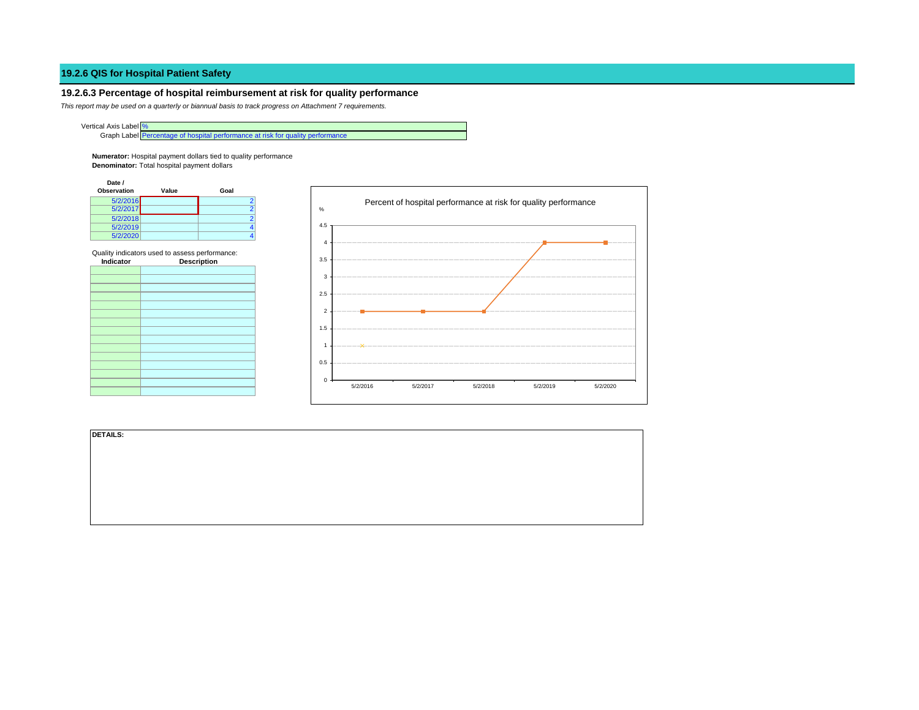# 19.2.6 QIS for Hospital Patient Safety

## 19.2.6.3 Percentage of hospital reimbursement at risk for quality performance

*This report may be used on a quarterly or biannual basis to track progress on Attachment 7 requirements.*

Vertical Axis Label: %

Graph Label: Percentage of hospital performance at risk for quality performance

**Numerator:** Hospital payment dollars tied to quality performance
**Denominator:** Total hospital payment dollars

| Date / Observation | Value | Goal |
|---|---|---|
| 5/2/2016 | | 2 |
| 5/2/2017 | | 2 |
| 5/2/2018 | | 2 |
| 5/2/2019 | | 4 |
| 5/2/2020 | | 4 |

Quality indicators used to assess performance:

| Indicator | Description |
|---|---|
| | |
| | |
| | |
| | |
| | |
| | |
| | |
| | |
| | |
| | |
| | |
| | |
| | |
| | |
| | |

**Percent of hospital performance at risk for quality performance**

%

| | 5/2/2016 | 5/2/2017 | 5/2/2018 | 5/2/2019 | 5/2/2020 |
|---|---|---|---|---|---|
| Goal | 2 | 2 | 2 | 4 | 4 |

**DETAILS:**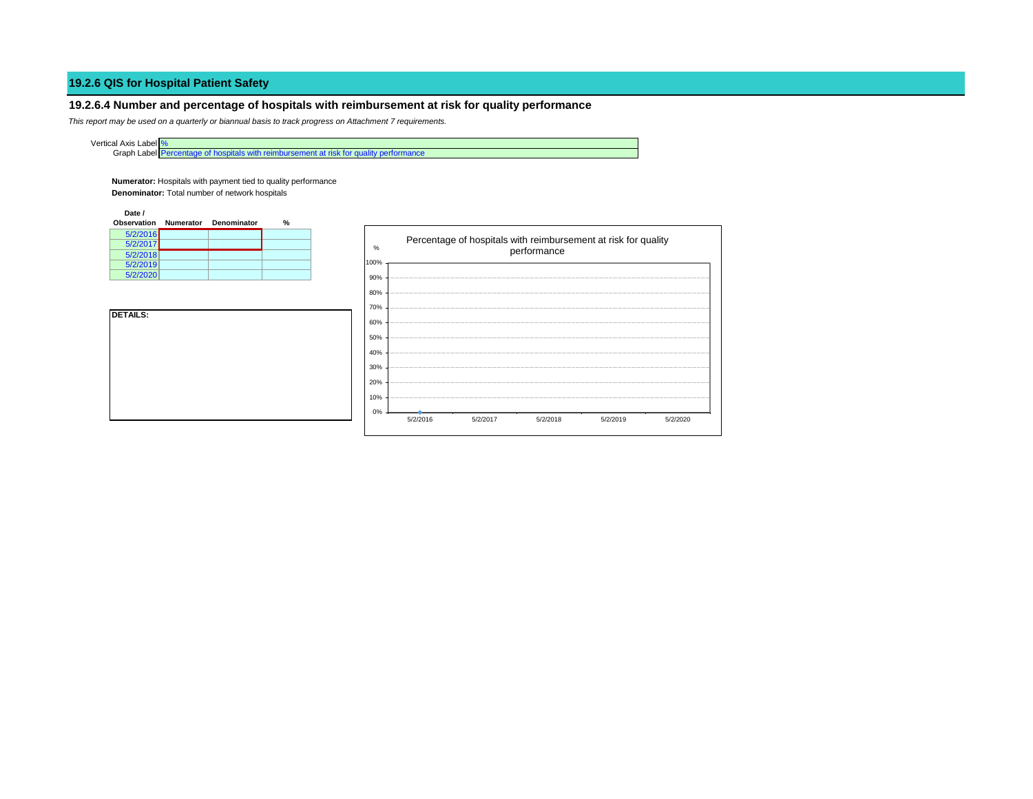## 19.2.6 QIS for Hospital Patient Safety

### 19.2.6.4 Number and percentage of hospitals with reimbursement at risk for quality performance

*This report may be used on a quarterly or biannual basis to track progress on Attachment 7 requirements.*

Vertical Axis Label: %
Graph Label: Percentage of hospitals with reimbursement at risk for quality performance

**Numerator:** Hospitals with payment tied to quality performance
**Denominator:** Total number of network hospitals

| Date / Observation | Numerator | Denominator | % |
|---|---|---|---|
| 5/2/2016 | | | |
| 5/2/2017 | | | |
| 5/2/2018 | | | |
| 5/2/2019 | | | |
| 5/2/2020 | | | |

**DETAILS:**

Percentage of hospitals with reimbursement at risk for quality performance

%

100%
90%
80%
70%
60%
50%
40%
30%
20%
10%
0%

5/2/2016
5/2/2017
5/2/2018
5/2/2019
5/2/2020